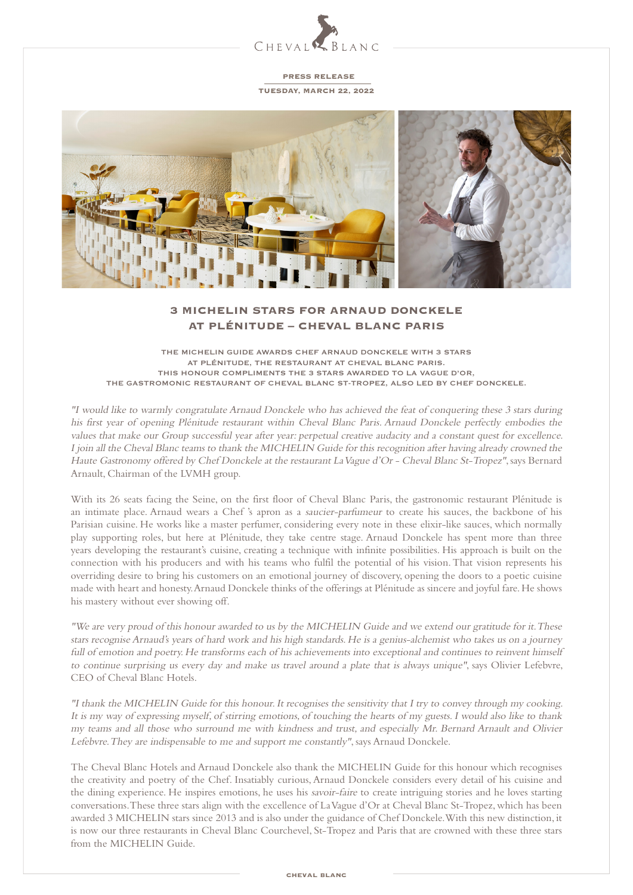CHEVAL BLANC

PRESS RELEASE

TUESDAY, MARCH 22, 2022

# 3 MICHELIN STARS FOR ARNAUD DONCKELE AT PLÉNITUDE – CHEVAL BLANC PARIS

**THE MICHELIN GUIDE AWARDS CHEF ARNAUD DONCKELE WITH 3 STARS AT PLÉNITUDE, THE RESTAURANT AT CHEVAL BLANC PARIS. THIS HONOUR COMPLIMENTS THE 3 STARS AWARDED TO LA VAGUE D'OR, THE GASTROMONIC RESTAURANT OF CHEVAL BLANC ST-TROPEZ, ALSO LED BY CHEF DONCKELE.**

*"I would like to warmly congratulate Arnaud Donckele who has achieved the feat of conquering these 3 stars during his first year of opening Plénitude restaurant within Cheval Blanc Paris. Arnaud Donckele perfectly embodies the values that make our Group successful year after year: perpetual creative audacity and a constant quest for excellence. I join all the Cheval Blanc teams to thank the MICHELIN Guide for this recognition after having already crowned the Haute Gastronomy offered by Chef Donckele at the restaurant La Vague d'Or - Cheval Blanc St-Tropez"*, says Bernard Arnault, Chairman of the LVMH group.

With its 26 seats facing the Seine, on the first floor of Cheval Blanc Paris, the gastronomic restaurant Plénitude is an intimate place. Arnaud wears a Chef 's apron as a *saucier-parfumeur* to create his sauces, the backbone of his Parisian cuisine. He works like a master perfumer, considering every note in these elixir-like sauces, which normally play supporting roles, but here at Plénitude, they take centre stage. Arnaud Donckele has spent more than three years developing the restaurant's cuisine, creating a technique with infinite possibilities. His approach is built on the connection with his producers and with his teams who fulfil the potential of his vision. That vision represents his overriding desire to bring his customers on an emotional journey of discovery, opening the doors to a poetic cuisine made with heart and honesty. Arnaud Donckele thinks of the offerings at Plénitude as sincere and joyful fare. He shows his mastery without ever showing off.

*"We are very proud of this honour awarded to us by the MICHELIN Guide and we extend our gratitude for it. These stars recognise Arnaud's years of hard work and his high standards. He is a genius-alchemist who takes us on a journey full of emotion and poetry. He transforms each of his achievements into exceptional and continues to reinvent himself to continue surprising us every day and make us travel around a plate that is always unique"*, says Olivier Lefebvre, CEO of Cheval Blanc Hotels.

*"I thank the MICHELIN Guide for this honour. It recognises the sensitivity that I try to convey through my cooking. It is my way of expressing myself, of stirring emotions, of touching the hearts of my guests. I would also like to thank my teams and all those who surround me with kindness and trust, and especially Mr. Bernard Arnault and Olivier Lefebvre. They are indispensable to me and support me constantly"*, says Arnaud Donckele.

The Cheval Blanc Hotels and Arnaud Donckele also thank the MICHELIN Guide for this honour which recognises the creativity and poetry of the Chef. Insatiably curious, Arnaud Donckele considers every detail of his cuisine and the dining experience. He inspires emotions, he uses his *savoir-faire* to create intriguing stories and he loves starting conversations. These three stars align with the excellence of La Vague d'Or at Cheval Blanc St-Tropez, which has been awarded 3 MICHELIN stars since 2013 and is also under the guidance of Chef Donckele. With this new distinction, it is now our three restaurants in Cheval Blanc Courchevel, St-Tropez and Paris that are crowned with these three stars from the MICHELIN Guide.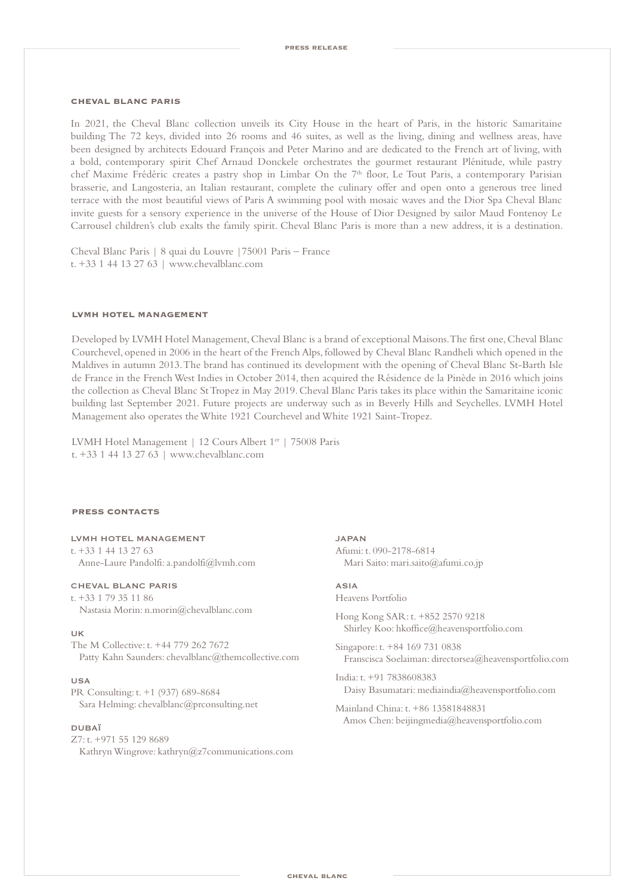## CHEVAL BLANC PARIS

In 2021, the Cheval Blanc collection unveils its City House in the heart of Paris, in the historic Samaritaine building The 72 keys, divided into 26 rooms and 46 suites, as well as the living, dining and wellness areas, have been designed by architects Edouard François and Peter Marino and are dedicated to the French art of living, with a bold, contemporary spirit Chef Arnaud Donckele orchestrates the gourmet restaurant Plénitude, while pastry chef Maxime Frédéric creates a pastry shop in Limbar On the 7th floor, Le Tout Paris, a contemporary Parisian brasserie, and Langosteria, an Italian restaurant, complete the culinary offer and open onto a generous tree lined terrace with the most beautiful views of Paris A swimming pool with mosaic waves and the Dior Spa Cheval Blanc invite guests for a sensory experience in the universe of the House of Dior Designed by sailor Maud Fontenoy Le Carrousel children's club exalts the family spirit. Cheval Blanc Paris is more than a new address, it is a destination.

Cheval Blanc Paris | 8 quai du Louvre |75001 Paris – France
t. +33 1 44 13 27 63 | www.chevalblanc.com

## LVMH HOTEL MANAGEMENT

Developed by LVMH Hotel Management, Cheval Blanc is a brand of exceptional Maisons. The first one, Cheval Blanc Courchevel, opened in 2006 in the heart of the French Alps, followed by Cheval Blanc Randheli which opened in the Maldives in autumn 2013. The brand has continued its development with the opening of Cheval Blanc St-Barth Isle de France in the French West Indies in October 2014, then acquired the Résidence de la Pinède in 2016 which joins the collection as Cheval Blanc St Tropez in May 2019. Cheval Blanc Paris takes its place within the Samaritaine iconic building last September 2021. Future projects are underway such as in Beverly Hills and Seychelles. LVMH Hotel Management also operates the White 1921 Courchevel and White 1921 Saint-Tropez.

LVMH Hotel Management | 12 Cours Albert 1er | 75008 Paris
t. +33 1 44 13 27 63 | www.chevalblanc.com

## PRESS CONTACTS

**LVMH HOTEL MANAGEMENT**
t. +33 1 44 13 27 63
Anne-Laure Pandolfi: a.pandolfi@lvmh.com

**CHEVAL BLANC PARIS**
t. +33 1 79 35 11 86
Nastasia Morin: n.morin@chevalblanc.com

**UK**
The M Collective: t. +44 779 262 7672
Patty Kahn Saunders: chevalblanc@themcollective.com

**USA**
PR Consulting: t. +1 (937) 689-8684
Sara Helming: chevalblanc@prconsulting.net

**DUBAÏ**
Z7: t. +971 55 129 8689
Kathryn Wingrove: kathryn@z7communications.com

**JAPAN**
Afumi: t. 090-2178-6814
Mari Saito: mari.saito@afumi.co.jp

**ASIA**
Heavens Portfolio

Hong Kong SAR: t. +852 2570 9218
Shirley Koo: hkoffice@heavensportfolio.com

Singapore: t. +84 169 731 0838
Franscisca Soelaiman: directorsea@heavensportfolio.com

India: t. +91 7838608383
Daisy Basumatari: mediaindia@heavensportfolio.com

Mainland China: t. +86 13581848831
Amos Chen: beijingmedia@heavensportfolio.com